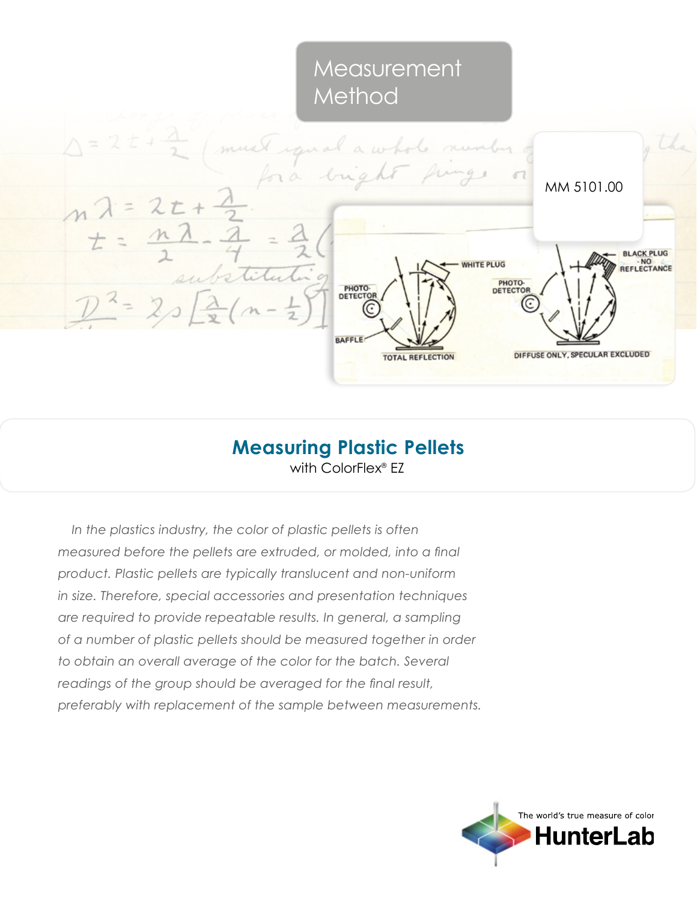# Measurement Method

MM 5101.00

## Measuring Plastic Pellets

with ColorFlex® EZ

*In the plastics industry, the color of plastic pellets is often measured before the pellets are extruded, or molded, into a final product. Plastic pellets are typically translucent and non-uniform in size. Therefore, special accessories and presentation techniques are required to provide repeatable results. In general, a sampling of a number of plastic pellets should be measured together in order to obtain an overall average of the color for the batch. Several readings of the group should be averaged for the final result, preferably with replacement of the sample between measurements.*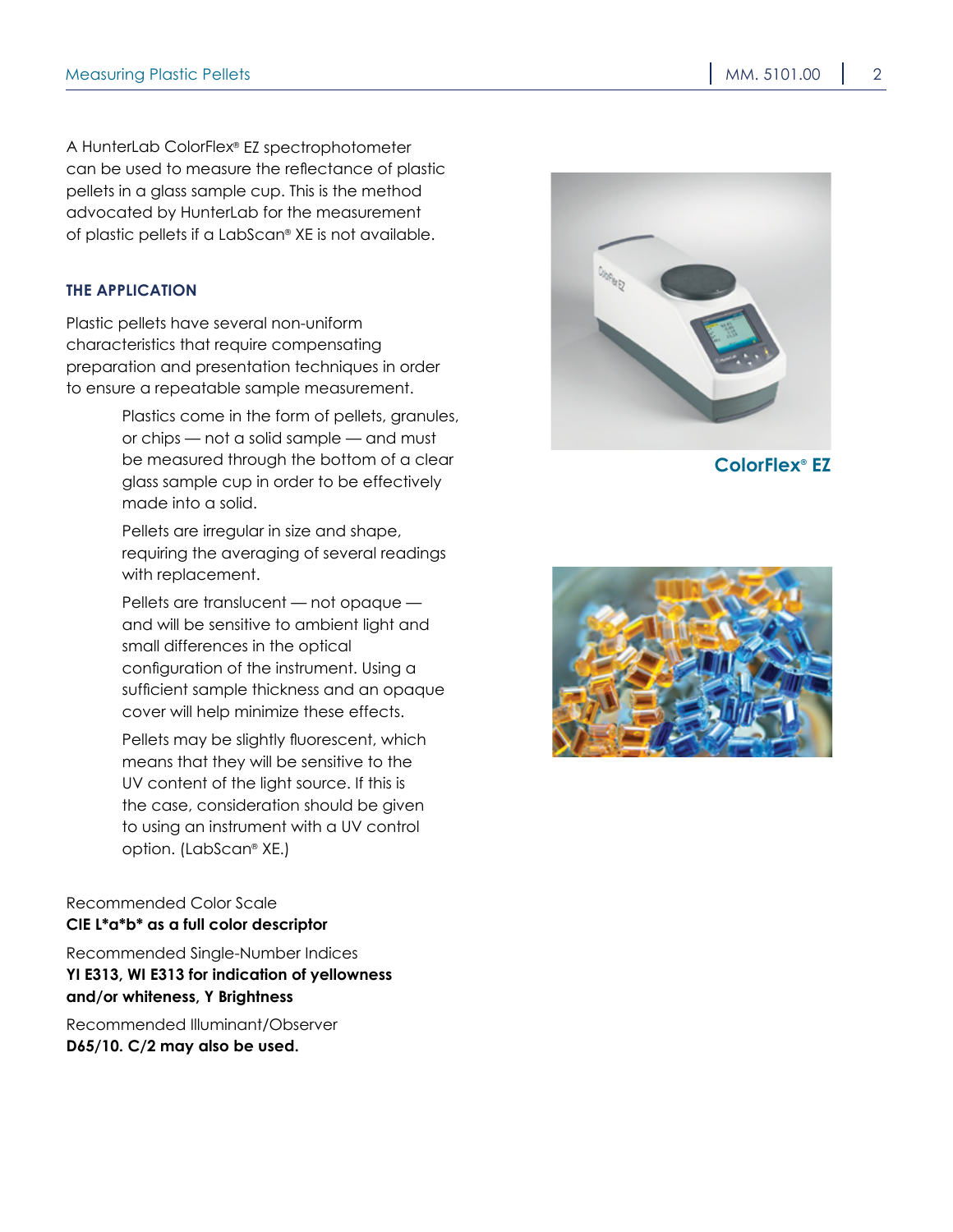A HunterLab ColorFlex® EZ spectrophotometer can be used to measure the reflectance of plastic pellets in a glass sample cup. This is the method advocated by HunterLab for the measurement of plastic pellets if a LabScan® XE is not available.

ColorFlex® EZ

## THE APPLICATION

Plastic pellets have several non-uniform characteristics that require compensating preparation and presentation techniques in order to ensure a repeatable sample measurement.

> Plastics come in the form of pellets, granules, or chips — not a solid sample — and must be measured through the bottom of a clear glass sample cup in order to be effectively made into a solid.
>
> Pellets are irregular in size and shape, requiring the averaging of several readings with replacement.
>
> Pellets are translucent — not opaque — and will be sensitive to ambient light and small differences in the optical configuration of the instrument. Using a sufficient sample thickness and an opaque cover will help minimize these effects.
>
> Pellets may be slightly fluorescent, which means that they will be sensitive to the UV content of the light source. If this is the case, consideration should be given to using an instrument with a UV control option. (LabScan® XE.)

Recommended Color Scale
**CIE L*a*b* as a full color descriptor**

Recommended Single-Number Indices
**YI E313, WI E313 for indication of yellowness and/or whiteness, Y Brightness**

Recommended Illuminant/Observer
**D65/10. C/2 may also be used.**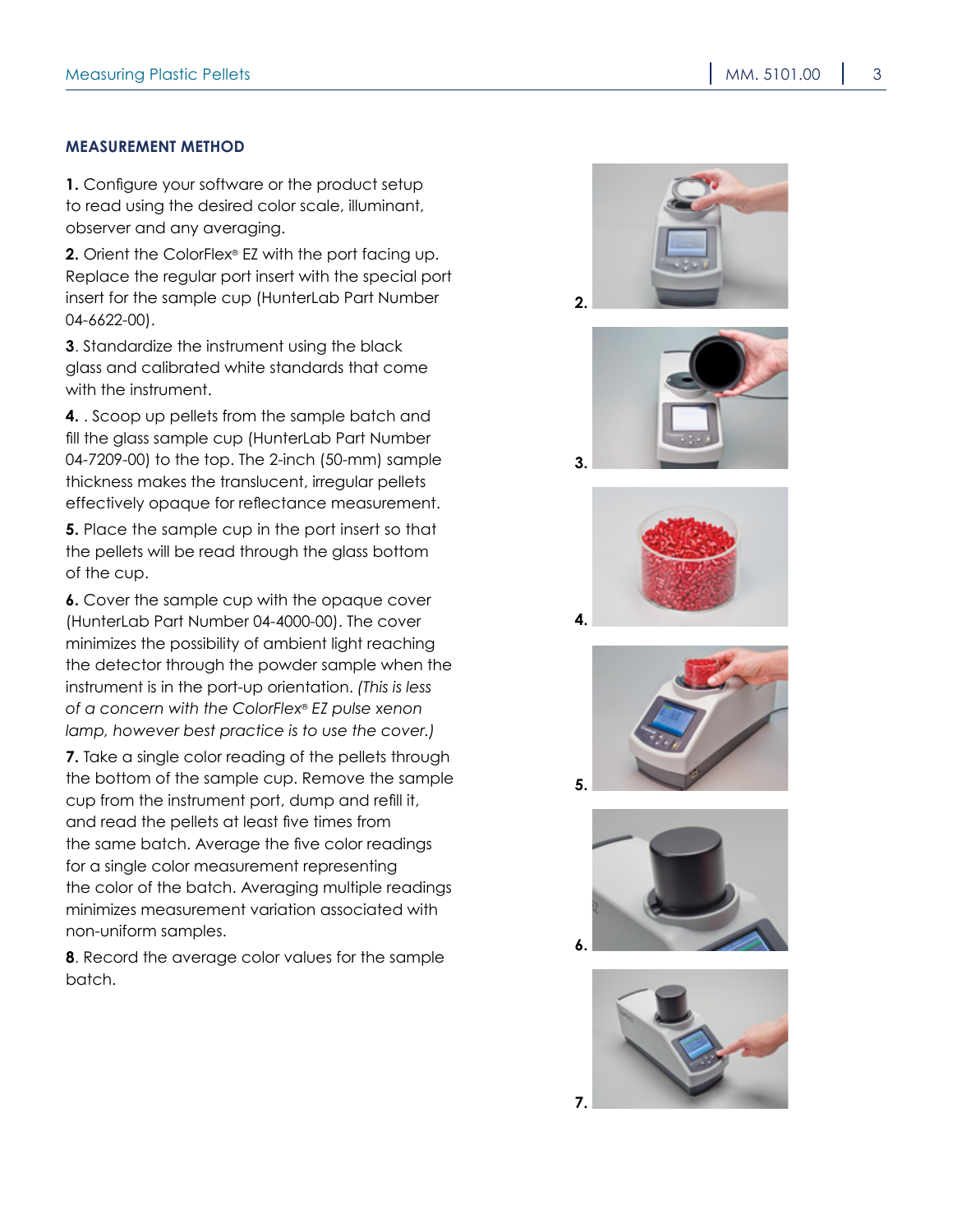## MEASUREMENT METHOD

**1.** Configure your software or the product setup to read using the desired color scale, illuminant, observer and any averaging.

**2.** Orient the ColorFlex® EZ with the port facing up. Replace the regular port insert with the special port insert for the sample cup (HunterLab Part Number 04-6622-00).

**3**. Standardize the instrument using the black glass and calibrated white standards that come with the instrument.

**4.** . Scoop up pellets from the sample batch and fill the glass sample cup (HunterLab Part Number 04-7209-00) to the top. The 2-inch (50-mm) sample thickness makes the translucent, irregular pellets effectively opaque for reflectance measurement.

**5.** Place the sample cup in the port insert so that the pellets will be read through the glass bottom of the cup.

**6.** Cover the sample cup with the opaque cover (HunterLab Part Number 04-4000-00). The cover minimizes the possibility of ambient light reaching the detector through the powder sample when the instrument is in the port-up orientation. *(This is less of a concern with the ColorFlex® EZ pulse xenon lamp, however best practice is to use the cover.)*

**7.** Take a single color reading of the pellets through the bottom of the sample cup. Remove the sample cup from the instrument port, dump and refill it, and read the pellets at least five times from the same batch. Average the five color readings for a single color measurement representing the color of the batch. Averaging multiple readings minimizes measurement variation associated with non-uniform samples.

**8**. Record the average color values for the sample batch.

2.

3.

4.

5.

6.

7.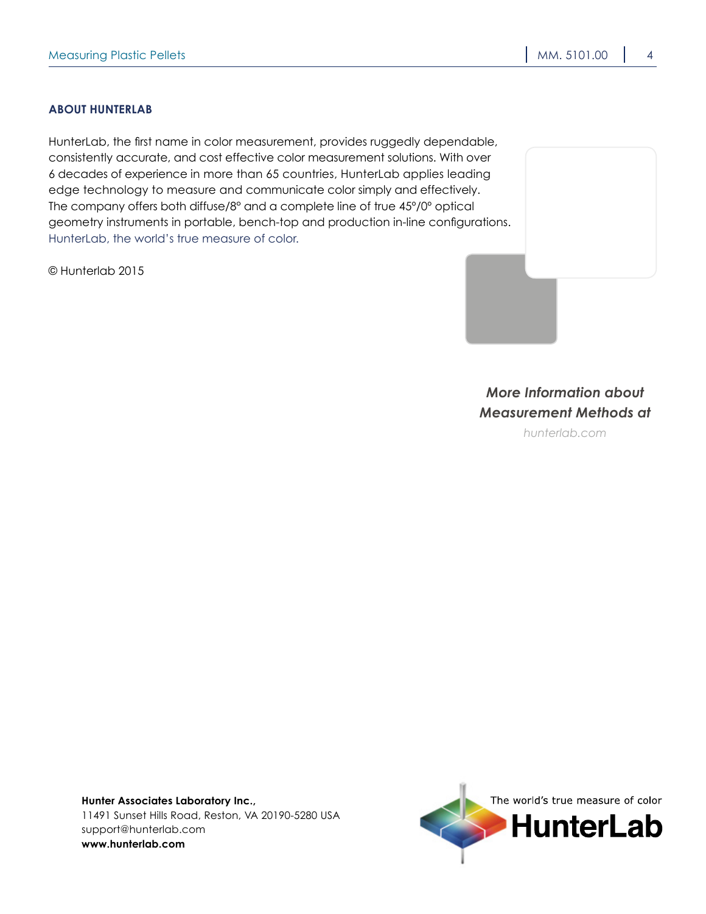## ABOUT HUNTERLAB

HunterLab, the first name in color measurement, provides ruggedly dependable, consistently accurate, and cost effective color measurement solutions. With over 6 decades of experience in more than 65 countries, HunterLab applies leading edge technology to measure and communicate color simply and effectively. The company offers both diffuse/8° and a complete line of true 45°/0° optical geometry instruments in portable, bench-top and production in-line configurations. HunterLab, the world's true measure of color.

© Hunterlab 2015

***More Information about Measurement Methods at***

*hunterlab.com*

**Hunter Associates Laboratory Inc.,**
11491 Sunset Hills Road, Reston, VA 20190-5280 USA
support@hunterlab.com
**www.hunterlab.com**

The world's true measure of color
**HunterLab**